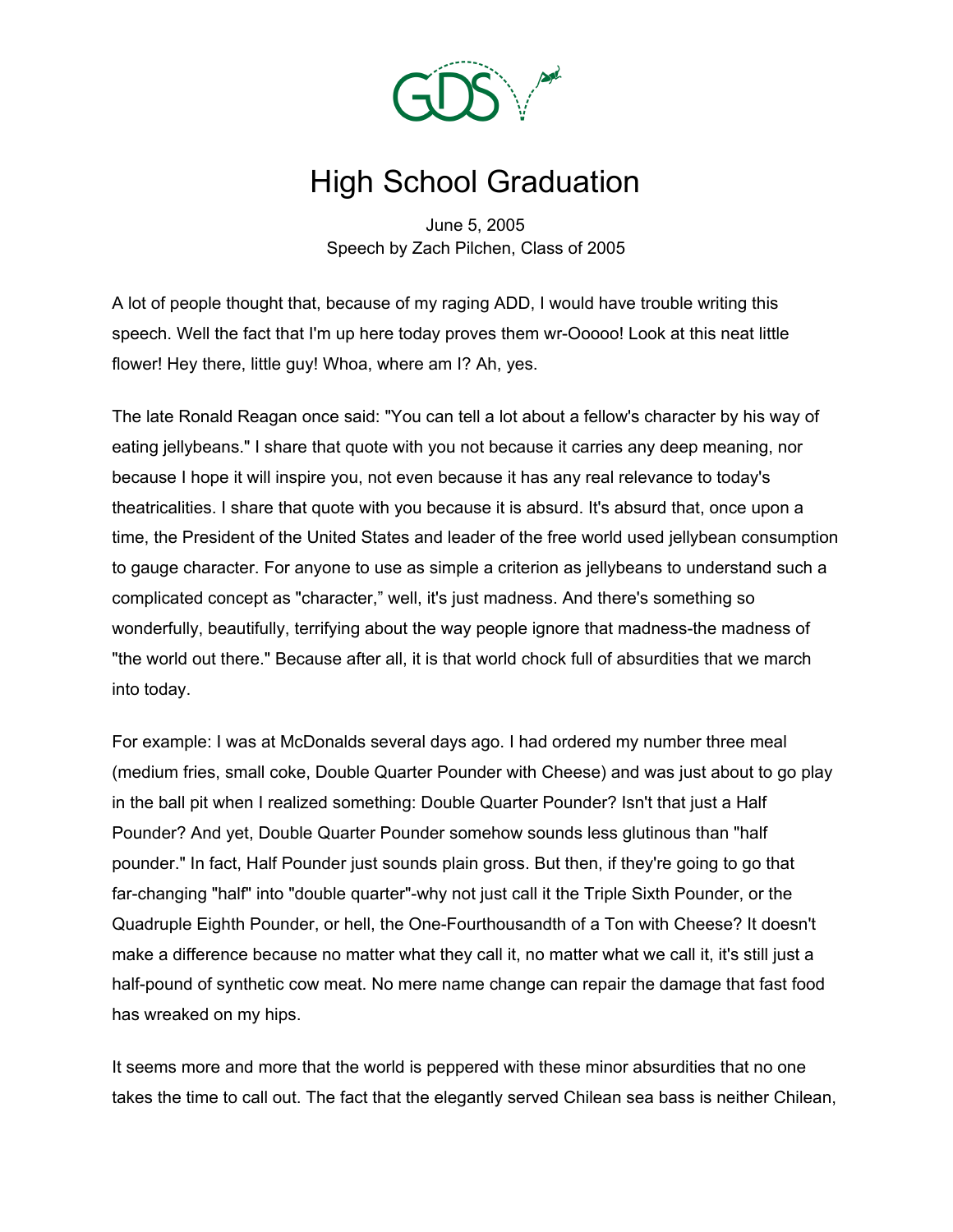# High School Graduation

June 5, 2005
Speech by Zach Pilchen, Class of 2005

A lot of people thought that, because of my raging ADD, I would have trouble writing this speech. Well the fact that I'm up here today proves them wr-Ooooo! Look at this neat little flower! Hey there, little guy! Whoa, where am I? Ah, yes.

The late Ronald Reagan once said: "You can tell a lot about a fellow's character by his way of eating jellybeans." I share that quote with you not because it carries any deep meaning, nor because I hope it will inspire you, not even because it has any real relevance to today's theatricalities. I share that quote with you because it is absurd. It's absurd that, once upon a time, the President of the United States and leader of the free world used jellybean consumption to gauge character. For anyone to use as simple a criterion as jellybeans to understand such a complicated concept as "character," well, it's just madness. And there's something so wonderfully, beautifully, terrifying about the way people ignore that madness-the madness of "the world out there." Because after all, it is that world chock full of absurdities that we march into today.

For example: I was at McDonalds several days ago. I had ordered my number three meal (medium fries, small coke, Double Quarter Pounder with Cheese) and was just about to go play in the ball pit when I realized something: Double Quarter Pounder? Isn't that just a Half Pounder? And yet, Double Quarter Pounder somehow sounds less glutinous than "half pounder." In fact, Half Pounder just sounds plain gross. But then, if they're going to go that far-changing "half" into "double quarter"-why not just call it the Triple Sixth Pounder, or the Quadruple Eighth Pounder, or hell, the One-Fourthousandth of a Ton with Cheese? It doesn't make a difference because no matter what they call it, no matter what we call it, it's still just a half-pound of synthetic cow meat. No mere name change can repair the damage that fast food has wreaked on my hips.

It seems more and more that the world is peppered with these minor absurdities that no one takes the time to call out. The fact that the elegantly served Chilean sea bass is neither Chilean,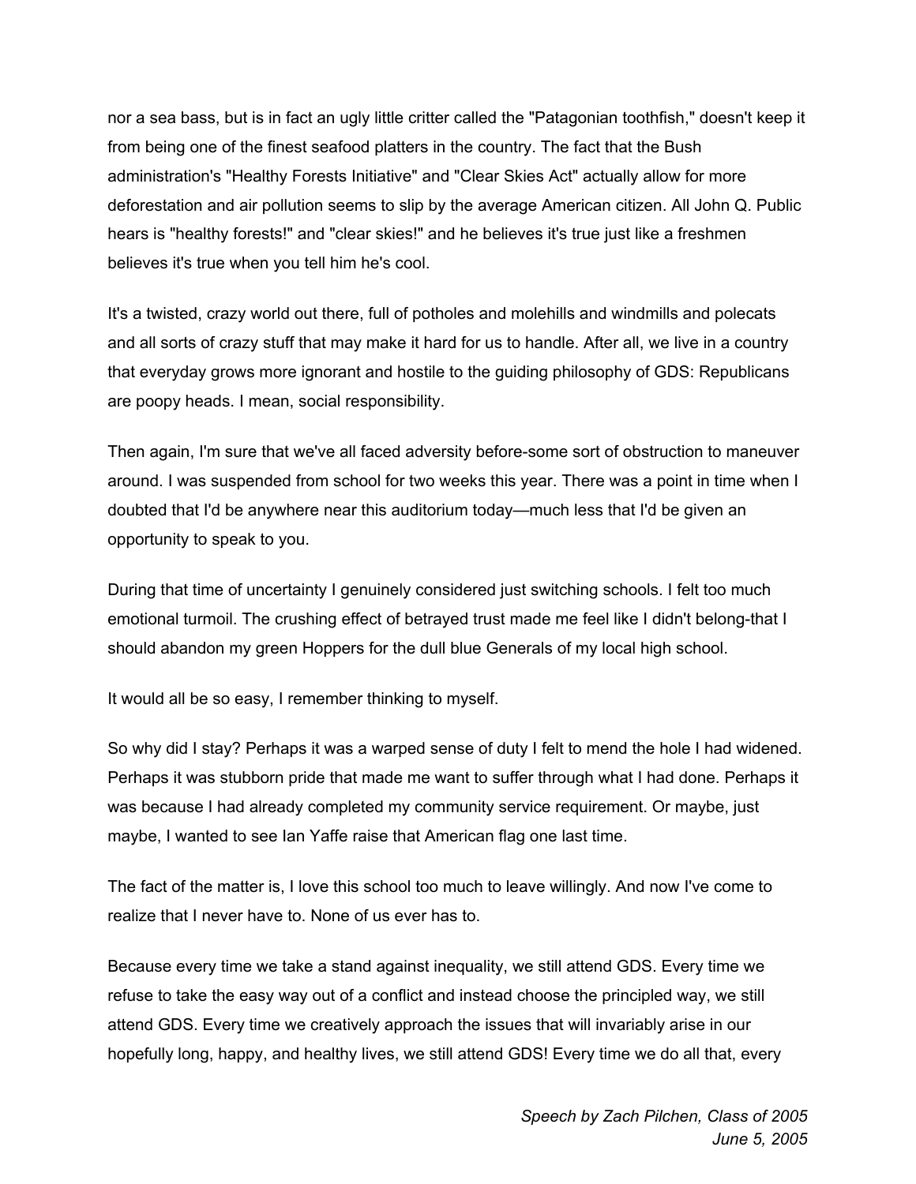nor a sea bass, but is in fact an ugly little critter called the "Patagonian toothfish," doesn't keep it from being one of the finest seafood platters in the country. The fact that the Bush administration's "Healthy Forests Initiative" and "Clear Skies Act" actually allow for more deforestation and air pollution seems to slip by the average American citizen. All John Q. Public hears is "healthy forests!" and "clear skies!" and he believes it's true just like a freshmen believes it's true when you tell him he's cool.

It's a twisted, crazy world out there, full of potholes and molehills and windmills and polecats and all sorts of crazy stuff that may make it hard for us to handle. After all, we live in a country that everyday grows more ignorant and hostile to the guiding philosophy of GDS: Republicans are poopy heads. I mean, social responsibility.

Then again, I'm sure that we've all faced adversity before-some sort of obstruction to maneuver around. I was suspended from school for two weeks this year. There was a point in time when I doubted that I'd be anywhere near this auditorium today—much less that I'd be given an opportunity to speak to you.

During that time of uncertainty I genuinely considered just switching schools. I felt too much emotional turmoil. The crushing effect of betrayed trust made me feel like I didn't belong-that I should abandon my green Hoppers for the dull blue Generals of my local high school.

It would all be so easy, I remember thinking to myself.

So why did I stay? Perhaps it was a warped sense of duty I felt to mend the hole I had widened. Perhaps it was stubborn pride that made me want to suffer through what I had done. Perhaps it was because I had already completed my community service requirement. Or maybe, just maybe, I wanted to see Ian Yaffe raise that American flag one last time.

The fact of the matter is, I love this school too much to leave willingly. And now I've come to realize that I never have to. None of us ever has to.

Because every time we take a stand against inequality, we still attend GDS. Every time we refuse to take the easy way out of a conflict and instead choose the principled way, we still attend GDS. Every time we creatively approach the issues that will invariably arise in our hopefully long, happy, and healthy lives, we still attend GDS! Every time we do all that, every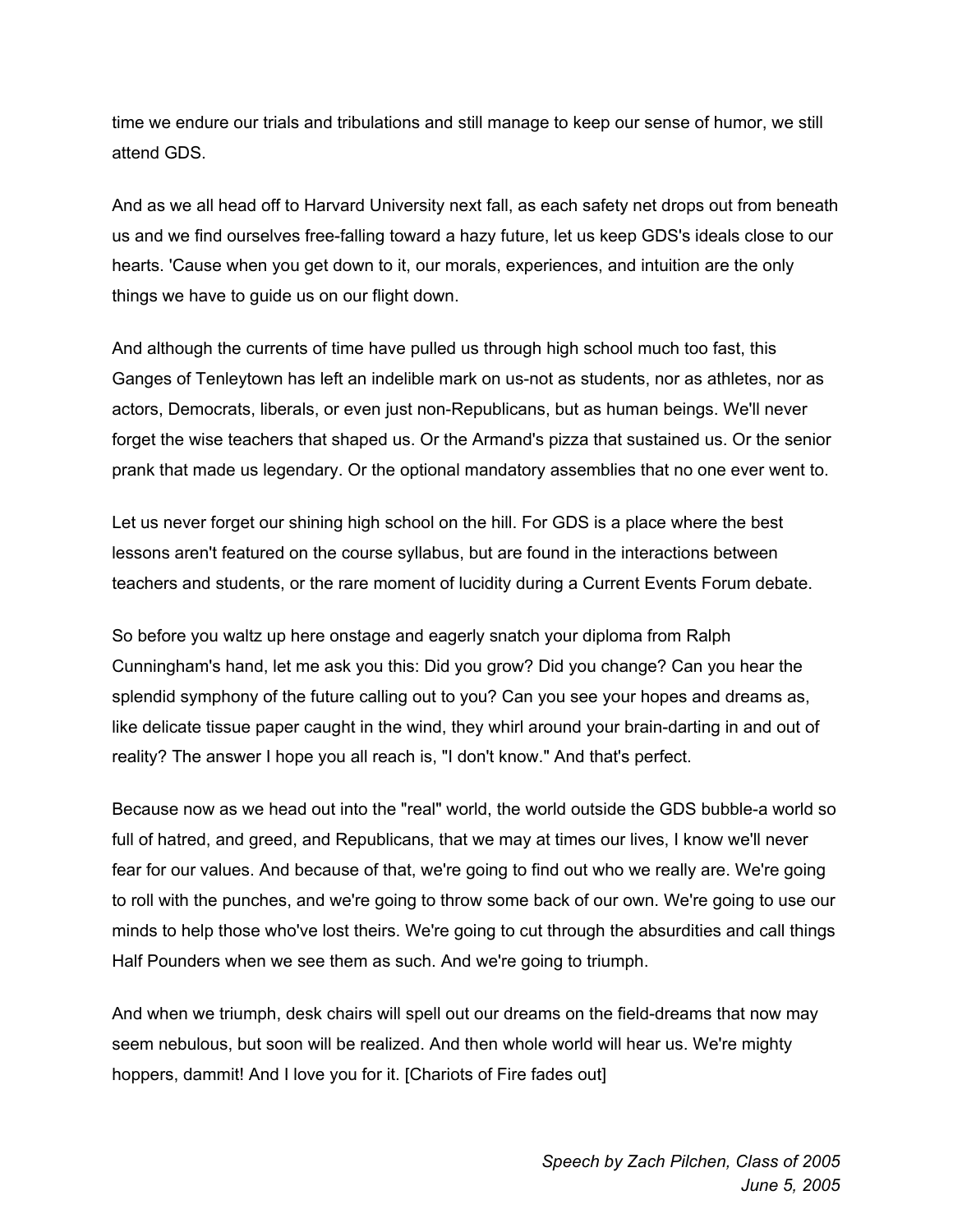time we endure our trials and tribulations and still manage to keep our sense of humor, we still attend GDS.

And as we all head off to Harvard University next fall, as each safety net drops out from beneath us and we find ourselves free-falling toward a hazy future, let us keep GDS's ideals close to our hearts. 'Cause when you get down to it, our morals, experiences, and intuition are the only things we have to guide us on our flight down.

And although the currents of time have pulled us through high school much too fast, this Ganges of Tenleytown has left an indelible mark on us-not as students, nor as athletes, nor as actors, Democrats, liberals, or even just non-Republicans, but as human beings. We'll never forget the wise teachers that shaped us. Or the Armand's pizza that sustained us. Or the senior prank that made us legendary. Or the optional mandatory assemblies that no one ever went to.

Let us never forget our shining high school on the hill. For GDS is a place where the best lessons aren't featured on the course syllabus, but are found in the interactions between teachers and students, or the rare moment of lucidity during a Current Events Forum debate.

So before you waltz up here onstage and eagerly snatch your diploma from Ralph Cunningham's hand, let me ask you this: Did you grow? Did you change? Can you hear the splendid symphony of the future calling out to you? Can you see your hopes and dreams as, like delicate tissue paper caught in the wind, they whirl around your brain-darting in and out of reality? The answer I hope you all reach is, "I don't know." And that's perfect.

Because now as we head out into the "real" world, the world outside the GDS bubble-a world so full of hatred, and greed, and Republicans, that we may at times our lives, I know we'll never fear for our values. And because of that, we're going to find out who we really are. We're going to roll with the punches, and we're going to throw some back of our own. We're going to use our minds to help those who've lost theirs. We're going to cut through the absurdities and call things Half Pounders when we see them as such. And we're going to triumph.

And when we triumph, desk chairs will spell out our dreams on the field-dreams that now may seem nebulous, but soon will be realized. And then whole world will hear us. We're mighty hoppers, dammit! And I love you for it. [Chariots of Fire fades out]

*Speech by Zach Pilchen, Class of 2005*
*June 5, 2005*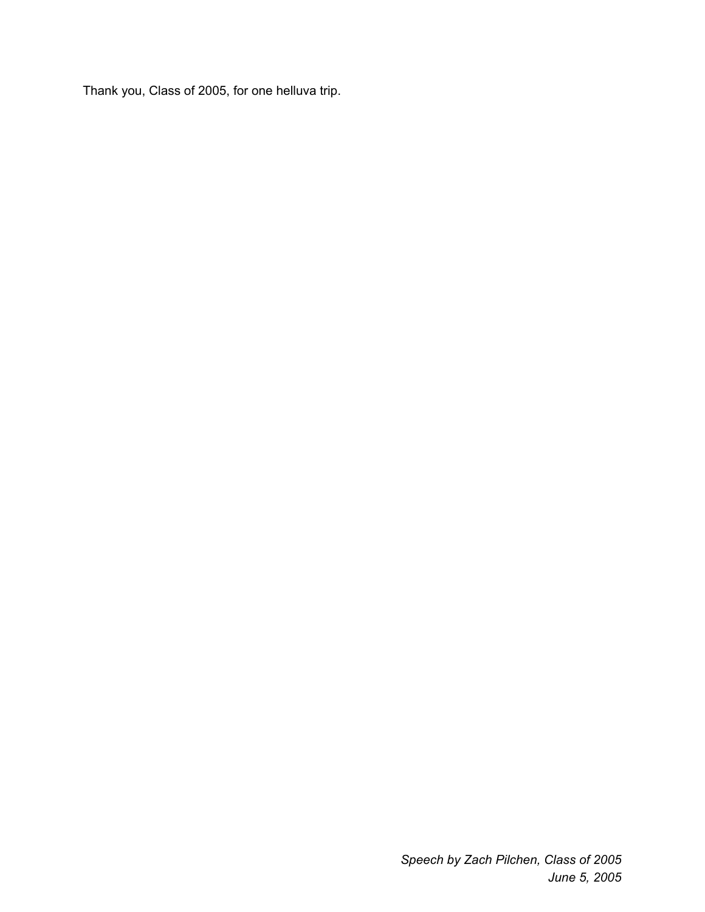Thank you, Class of 2005, for one helluva trip.

*Speech by Zach Pilchen, Class of 2005*
*June 5, 2005*